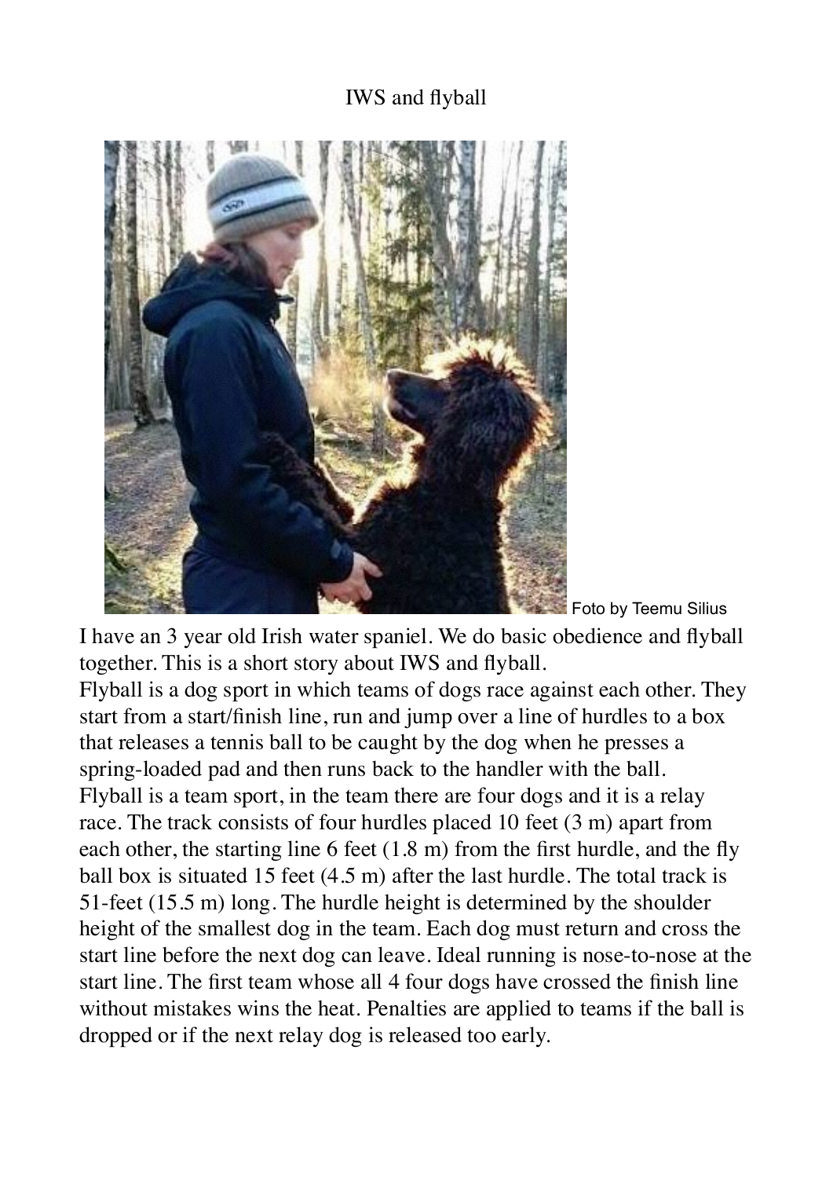# IWS and flyball

Foto by Teemu Silius

I have an 3 year old Irish water spaniel. We do basic obedience and flyball together. This is a short story about IWS and flyball.

Flyball is a dog sport in which teams of dogs race against each other. They start from a start/finish line, run and jump over a line of hurdles to a box that releases a tennis ball to be caught by the dog when he presses a spring-loaded pad and then runs back to the handler with the ball.

Flyball is a team sport, in the team there are four dogs and it is a relay race. The track consists of four hurdles placed 10 feet (3 m) apart from each other, the starting line 6 feet (1.8 m) from the first hurdle, and the fly ball box is situated 15 feet (4.5 m) after the last hurdle. The total track is 51-feet (15.5 m) long. The hurdle height is determined by the shoulder height of the smallest dog in the team. Each dog must return and cross the start line before the next dog can leave. Ideal running is nose-to-nose at the start line. The first team whose all 4 four dogs have crossed the finish line without mistakes wins the heat. Penalties are applied to teams if the ball is dropped or if the next relay dog is released too early.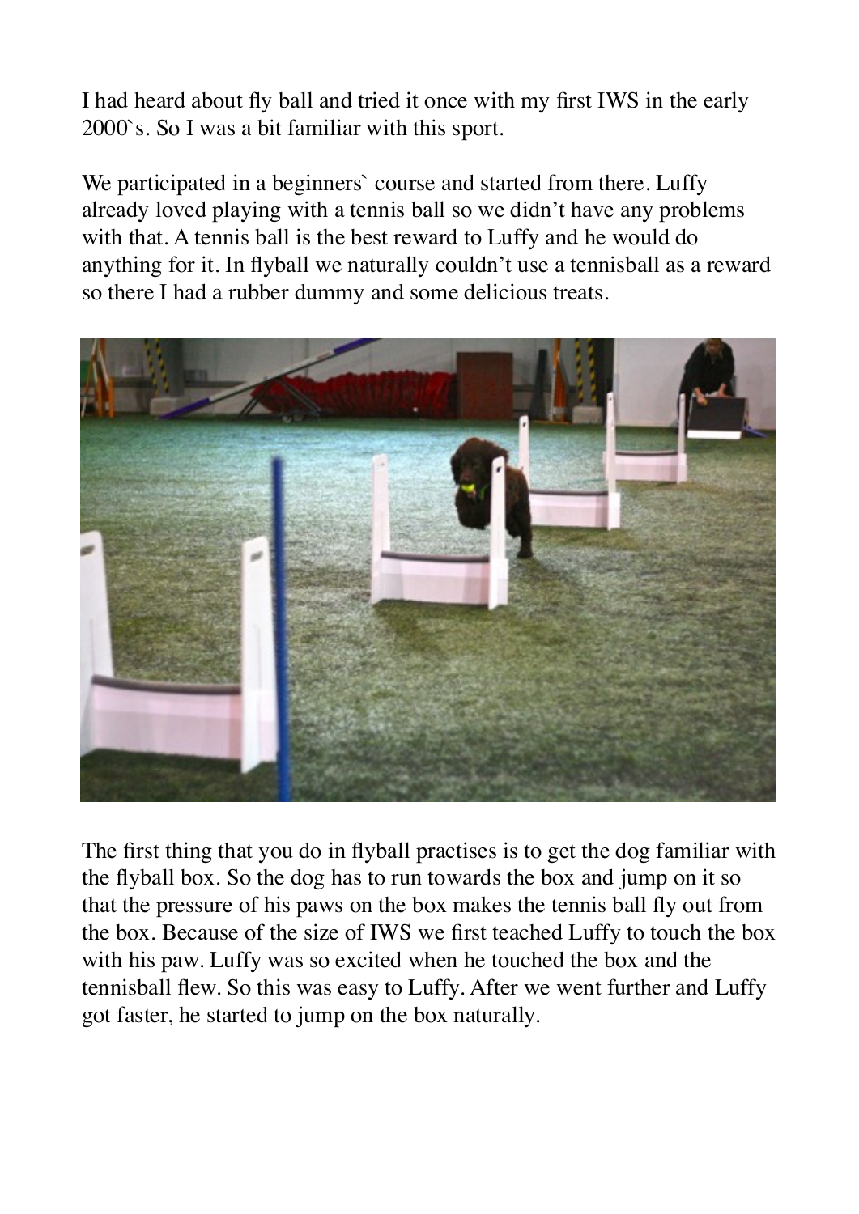I had heard about fly ball and tried it once with my first IWS in the early 2000`s. So I was a bit familiar with this sport.

We participated in a beginners` course and started from there. Luffy already loved playing with a tennis ball so we didn't have any problems with that. A tennis ball is the best reward to Luffy and he would do anything for it. In flyball we naturally couldn't use a tennisball as a reward so there I had a rubber dummy and some delicious treats.

The first thing that you do in flyball practises is to get the dog familiar with the flyball box. So the dog has to run towards the box and jump on it so that the pressure of his paws on the box makes the tennis ball fly out from the box. Because of the size of IWS we first teached Luffy to touch the box with his paw. Luffy was so excited when he touched the box and the tennisball flew. So this was easy to Luffy. After we went further and Luffy got faster, he started to jump on the box naturally.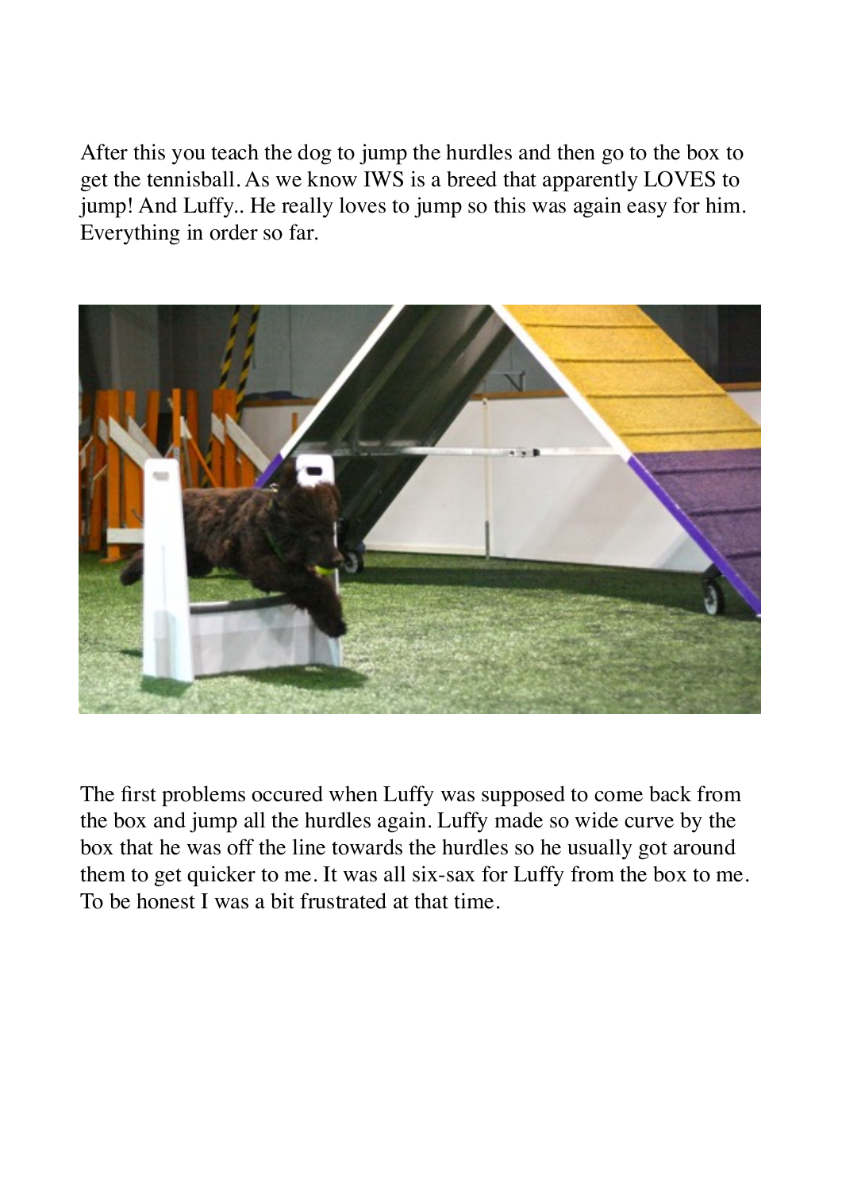After this you teach the dog to jump the hurdles and then go to the box to get the tennisball. As we know IWS is a breed that apparently LOVES to jump! And Luffy.. He really loves to jump so this was again easy for him. Everything in order so far.

The first problems occured when Luffy was supposed to come back from the box and jump all the hurdles again. Luffy made so wide curve by the box that he was off the line towards the hurdles so he usually got around them to get quicker to me. It was all six-sax for Luffy from the box to me. To be honest I was a bit frustrated at that time.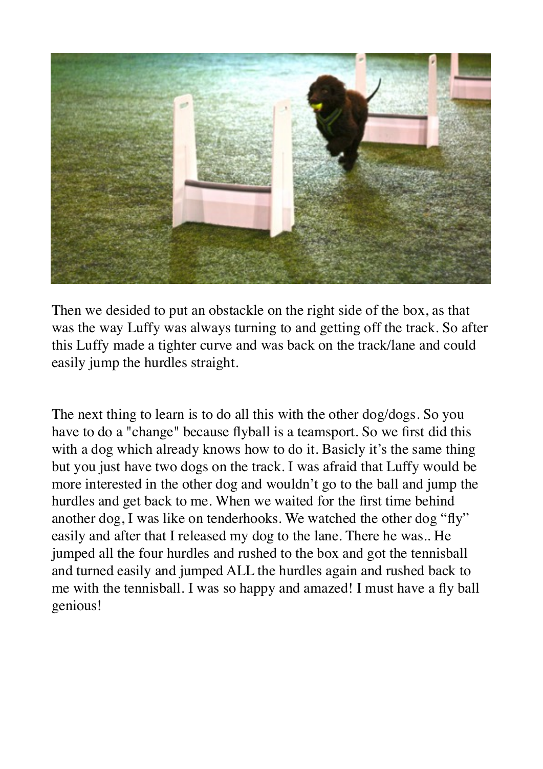Then we desided to put an obstackle on the right side of the box, as that was the way Luffy was always turning to and getting off the track. So after this Luffy made a tighter curve and was back on the track/lane and could easily jump the hurdles straight.

The next thing to learn is to do all this with the other dog/dogs. So you have to do a "change" because flyball is a teamsport. So we first did this with a dog which already knows how to do it. Basicly it's the same thing but you just have two dogs on the track. I was afraid that Luffy would be more interested in the other dog and wouldn't go to the ball and jump the hurdles and get back to me. When we waited for the first time behind another dog, I was like on tenderhooks. We watched the other dog "fly" easily and after that I released my dog to the lane. There he was.. He jumped all the four hurdles and rushed to the box and got the tennisball and turned easily and jumped ALL the hurdles again and rushed back to me with the tennisball. I was so happy and amazed! I must have a fly ball genious!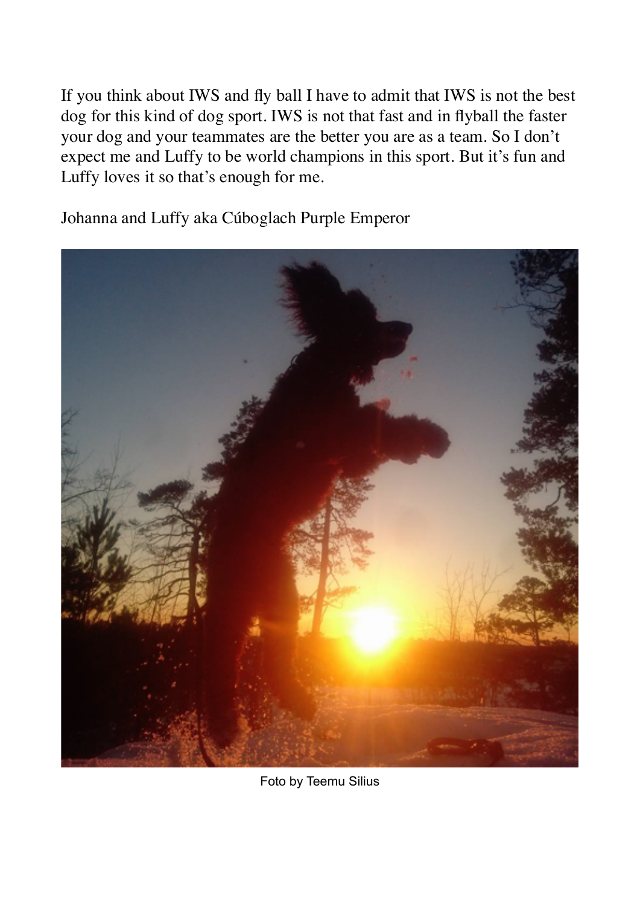If you think about IWS and fly ball I have to admit that IWS is not the best dog for this kind of dog sport. IWS is not that fast and in flyball the faster your dog and your teammates are the better you are as a team. So I don't expect me and Luffy to be world champions in this sport. But it's fun and Luffy loves it so that's enough for me.

Johanna and Luffy aka Cúboglach Purple Emperor

Foto by Teemu Silius